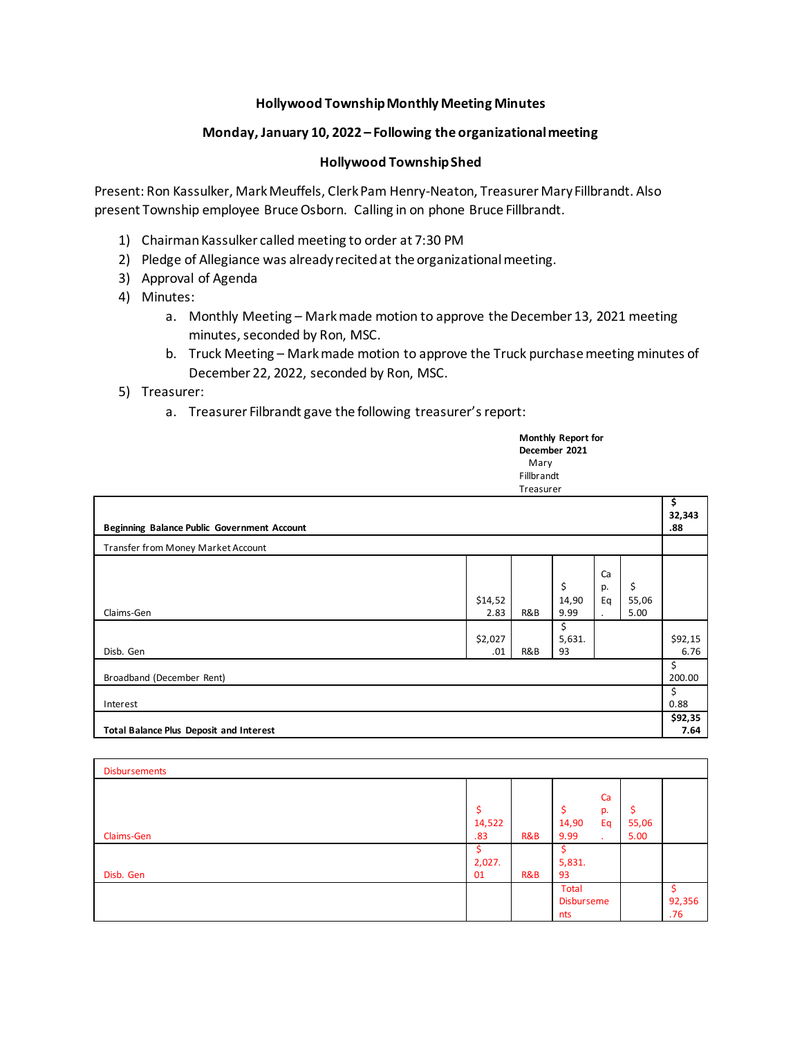**Hollywood Township Monthly Meeting Minutes**

**Monday, January 10, 2022 – Following the organizational meeting**

**Hollywood Township Shed**

Present: Ron Kassulker, Mark Meuffels, Clerk Pam Henry-Neaton, Treasurer Mary Fillbrandt. Also present Township employee Bruce Osborn. Calling in on phone Bruce Fillbrandt.

1) Chairman Kassulker called meeting to order at 7:30 PM
2) Pledge of Allegiance was already recited at the organizational meeting.
3) Approval of Agenda
4) Minutes:
   a. Monthly Meeting – Mark made motion to approve the December 13, 2021 meeting minutes, seconded by Ron, MSC.
   b. Truck Meeting – Mark made motion to approve the Truck purchase meeting minutes of December 22, 2022, seconded by Ron, MSC.
5) Treasurer:
   a. Treasurer Filbrandt gave the following treasurer's report:

**Monthly Report for December 2021**
Mary Fillbrandt
Treasurer

| | | | | | | |
|---|---|---|---|---|---|---|
| **Beginning Balance Public Government Account** | | | | | | **$ 32,343.88** |
| Transfer from Money Market Account | | | | | | |
| Claims-Gen | $14,522.83 | R&B | $ 14,909.99 | Cap. Eq. | $ 55,065.00 | |
| Disb. Gen | $2,027.01 | R&B | $ 5,631.93 | | | $92,156.76 |
| Broadband (December Rent) | | | | | | $ 200.00 |
| Interest | | | | | | $ 0.88 |
| **Total Balance Plus Deposit and Interest** | | | | | | **$92,357.64** |

| Disbursements | | | | | | |
|---|---|---|---|---|---|---|
| Claims-Gen | $ 14,522.83 | R&B | $ 14,909.99 | Cap. Eq. | $ 55,065.00 | |
| Disb. Gen | $ 2,027.01 | R&B | $ 5,831.93 | | | |
| | | | Total Disbursements | | | $ 92,356.76 |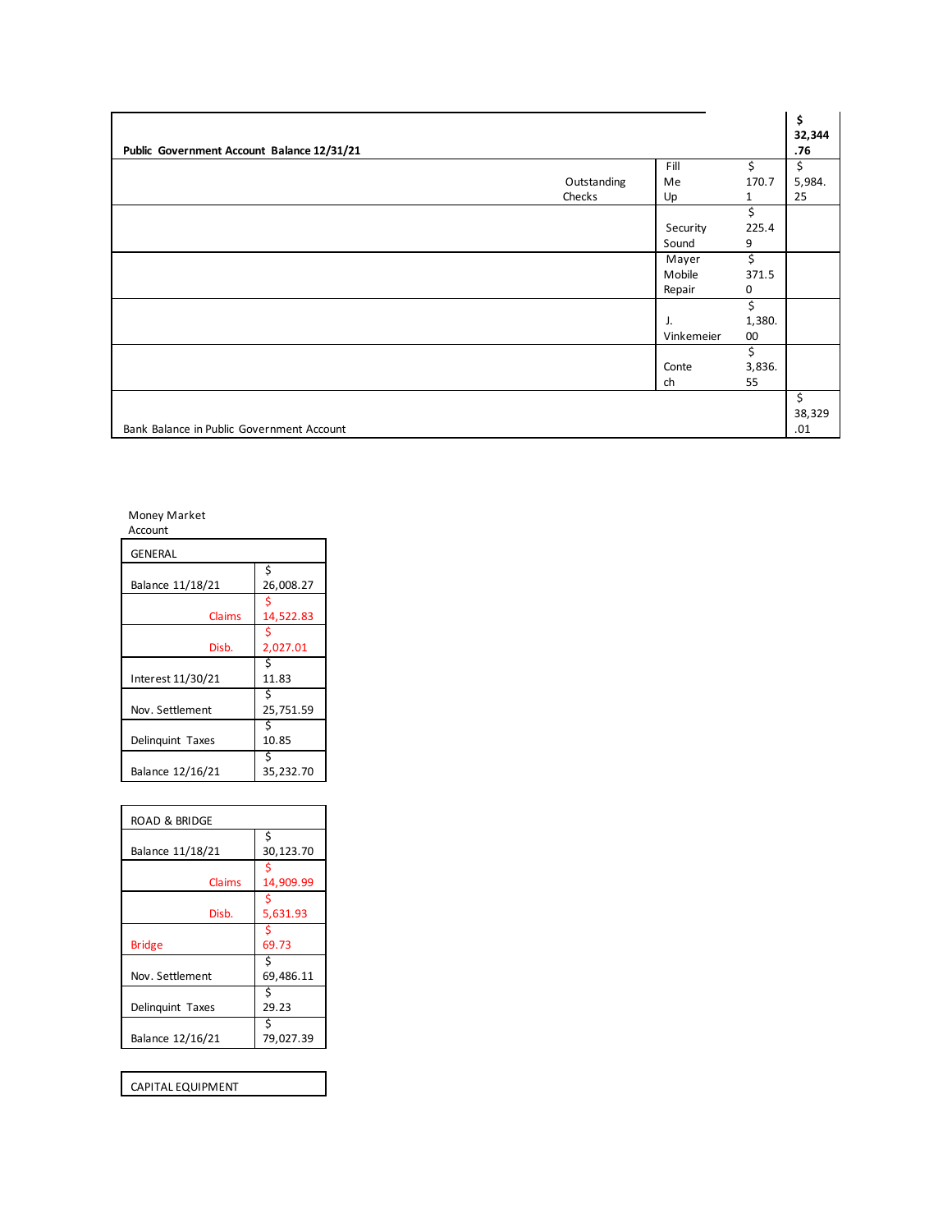| Public Government Account Balance 12/31/21 | | | | $ 32,344.76 |
|---|---|---|---|---|
| | Outstanding Checks | Fill Me Up | $ 170.71 | $ 5,984.25 |
| | | Security Sound | $ 225.49 | |
| | | Mayer Mobile Repair | $ 371.50 | |
| | | J. Vinkemeier | $ 1,380.00 | |
| | | Contech | $ 3,836.55 | |
| Bank Balance in Public Government Account | | | | $ 38,329.01 |

Money Market Account

| GENERAL | |
|---|---|
| Balance 11/18/21 | $ 26,008.27 |
| Claims | $ 14,522.83 |
| Disb. | $ 2,027.01 |
| Interest 11/30/21 | $ 11.83 |
| Nov. Settlement | $ 25,751.59 |
| Delinquint Taxes | $ 10.85 |
| Balance 12/16/21 | $ 35,232.70 |

| ROAD & BRIDGE | |
|---|---|
| Balance 11/18/21 | $ 30,123.70 |
| Claims | $ 14,909.99 |
| Disb. | $ 5,631.93 |
| Bridge | $ 69.73 |
| Nov. Settlement | $ 69,486.11 |
| Delinquint Taxes | $ 29.23 |
| Balance 12/16/21 | $ 79,027.39 |

| CAPITAL EQUIPMENT |
|---|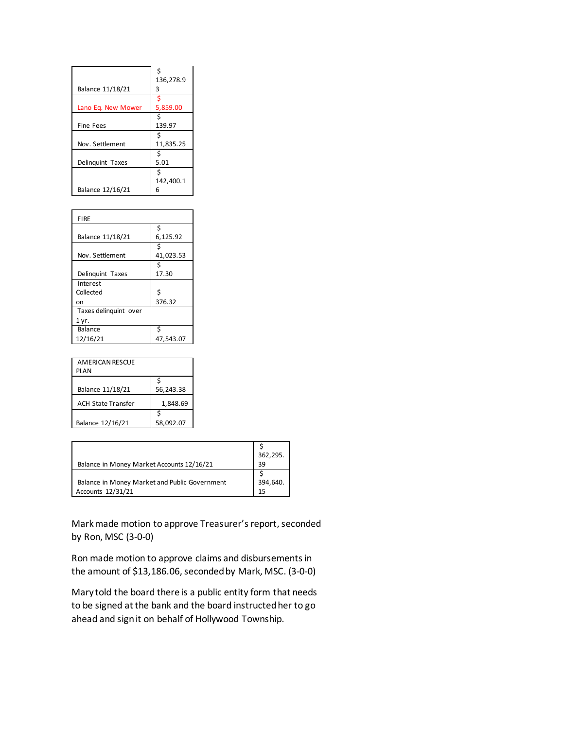| | |
|---|---|
| Balance 11/18/21 | $ 136,278.93 |
| Lano Eq. New Mower | $ 5,859.00 |
| Fine Fees | $ 139.97 |
| Nov. Settlement | $ 11,835.25 |
| Delinquint Taxes | $ 5.01 |
| Balance 12/16/21 | $ 142,400.16 |

| FIRE | |
|---|---|
| Balance 11/18/21 | $ 6,125.92 |
| Nov. Settlement | $ 41,023.53 |
| Delinquint Taxes | $ 17.30 |
| Interest Collected on | $ 376.32 |
| Taxes delinquint over 1 yr. | |
| Balance 12/16/21 | $ 47,543.07 |

| AMERICAN RESCUE PLAN | |
|---|---|
| Balance 11/18/21 | $ 56,243.38 |
| ACH State Transfer | 1,848.69 |
| Balance 12/16/21 | $ 58,092.07 |

| | |
|---|---|
| Balance in Money Market Accounts 12/16/21 | $ 362,295.39 |
| Balance in Money Market and Public Government Accounts 12/31/21 | $ 394,640.15 |

Mark made motion to approve Treasurer's report, seconded by Ron, MSC (3-0-0)

Ron made motion to approve claims and disbursements in the amount of $13,186.06, seconded by Mark, MSC. (3-0-0)

Mary told the board there is a public entity form that needs to be signed at the bank and the board instructed her to go ahead and sign it on behalf of Hollywood Township.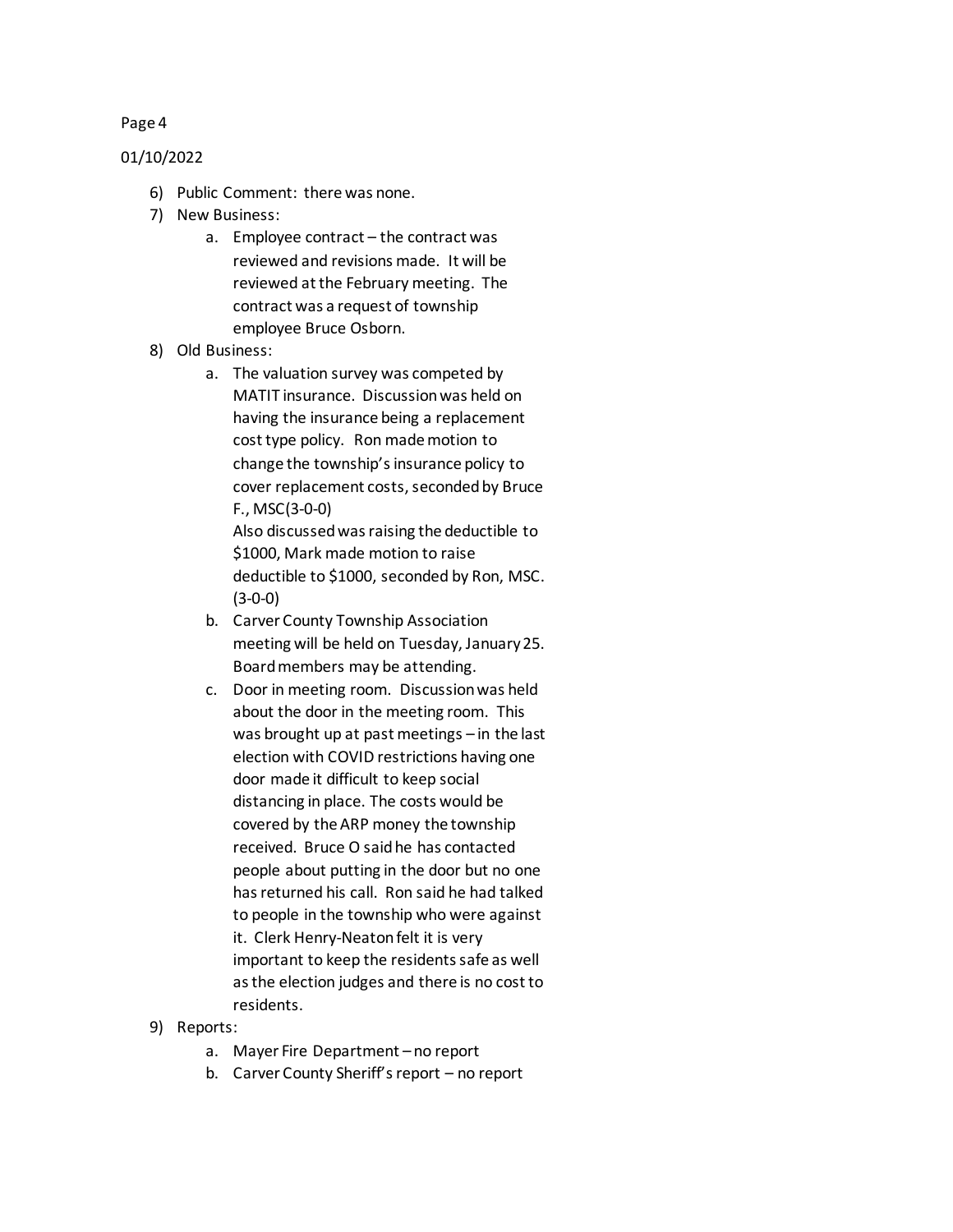6) Public Comment: there was none.
7) New Business:
   a. Employee contract – the contract was reviewed and revisions made. It will be reviewed at the February meeting. The contract was a request of township employee Bruce Osborn.
8) Old Business:
   a. The valuation survey was competed by MATIT insurance. Discussion was held on having the insurance being a replacement cost type policy. Ron made motion to change the township's insurance policy to cover replacement costs, seconded by Bruce F., MSC(3-0-0)
      Also discussed was raising the deductible to $1000, Mark made motion to raise deductible to $1000, seconded by Ron, MSC. (3-0-0)
   b. Carver County Township Association meeting will be held on Tuesday, January 25. Board members may be attending.
   c. Door in meeting room. Discussion was held about the door in the meeting room. This was brought up at past meetings – in the last election with COVID restrictions having one door made it difficult to keep social distancing in place. The costs would be covered by the ARP money the township received. Bruce O said he has contacted people about putting in the door but no one has returned his call. Ron said he had talked to people in the township who were against it. Clerk Henry-Neaton felt it is very important to keep the residents safe as well as the election judges and there is no cost to residents.
9) Reports:
   a. Mayer Fire Department – no report
   b. Carver County Sheriff's report – no report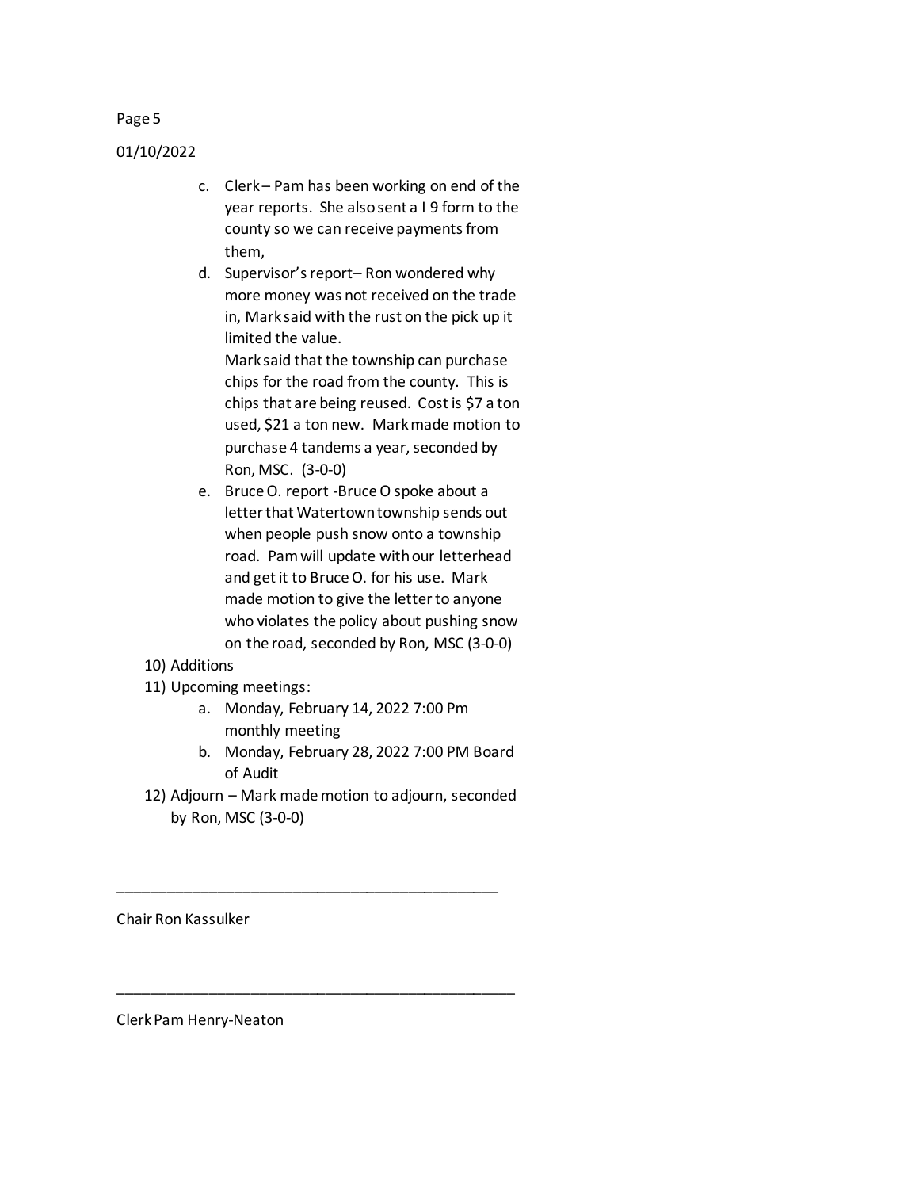01/10/2022

c. Clerk – Pam has been working on end of the year reports. She also sent a I 9 form to the county so we can receive payments from them,

d. Supervisor's report – Ron wondered why more money was not received on the trade in, Mark said with the rust on the pick up it limited the value.

   Mark said that the township can purchase chips for the road from the county. This is chips that are being reused. Cost is $7 a ton used, $21 a ton new. Mark made motion to purchase 4 tandems a year, seconded by Ron, MSC. (3-0-0)

e. Bruce O. report - Bruce O spoke about a letter that Watertown township sends out when people push snow onto a township road. Pam will update with our letterhead and get it to Bruce O. for his use. Mark made motion to give the letter to anyone who violates the policy about pushing snow on the road, seconded by Ron, MSC (3-0-0)

10) Additions

11) Upcoming meetings:
    a. Monday, February 14, 2022 7:00 Pm monthly meeting
    b. Monday, February 28, 2022 7:00 PM Board of Audit

12) Adjourn – Mark made motion to adjourn, seconded by Ron, MSC (3-0-0)

_______________________________________________

Chair Ron Kassulker

_______________________________________________

Clerk Pam Henry-Neaton